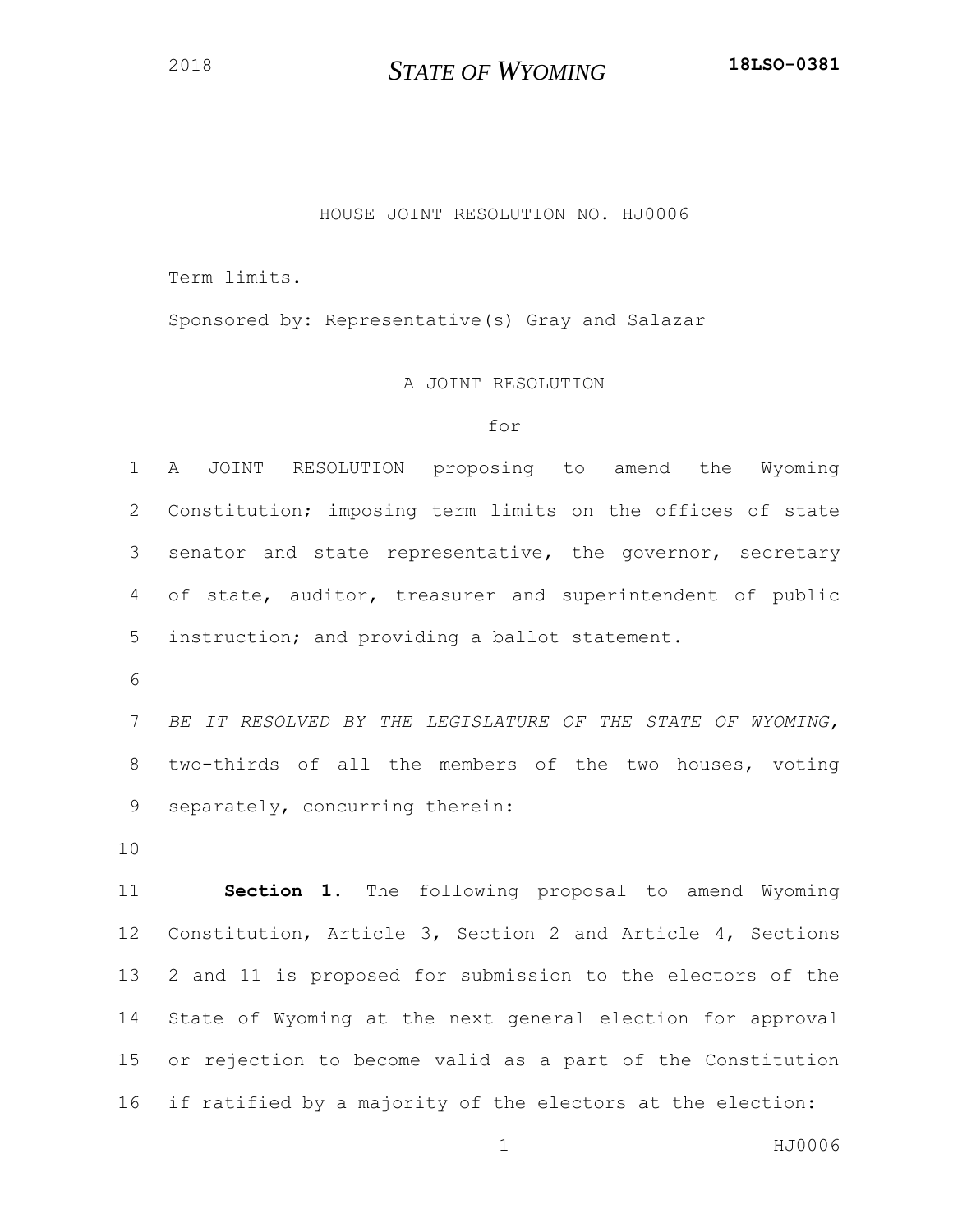# HOUSE JOINT RESOLUTION NO. HJ0006

Term limits.

Sponsored by: Representative(s) Gray and Salazar

## A JOINT RESOLUTION

for

A JOINT RESOLUTION proposing to amend the Wyoming Constitution; imposing term limits on the offices of state senator and state representative, the governor, secretary of state, auditor, treasurer and superintendent of public instruction; and providing a ballot statement.

*BE IT RESOLVED BY THE LEGISLATURE OF THE STATE OF WYOMING,* two-thirds of all the members of the two houses, voting separately, concurring therein:

**Section 1.** The following proposal to amend Wyoming Constitution, Article 3, Section 2 and Article 4, Sections 2 and 11 is proposed for submission to the electors of the State of Wyoming at the next general election for approval or rejection to become valid as a part of the Constitution if ratified by a majority of the electors at the election: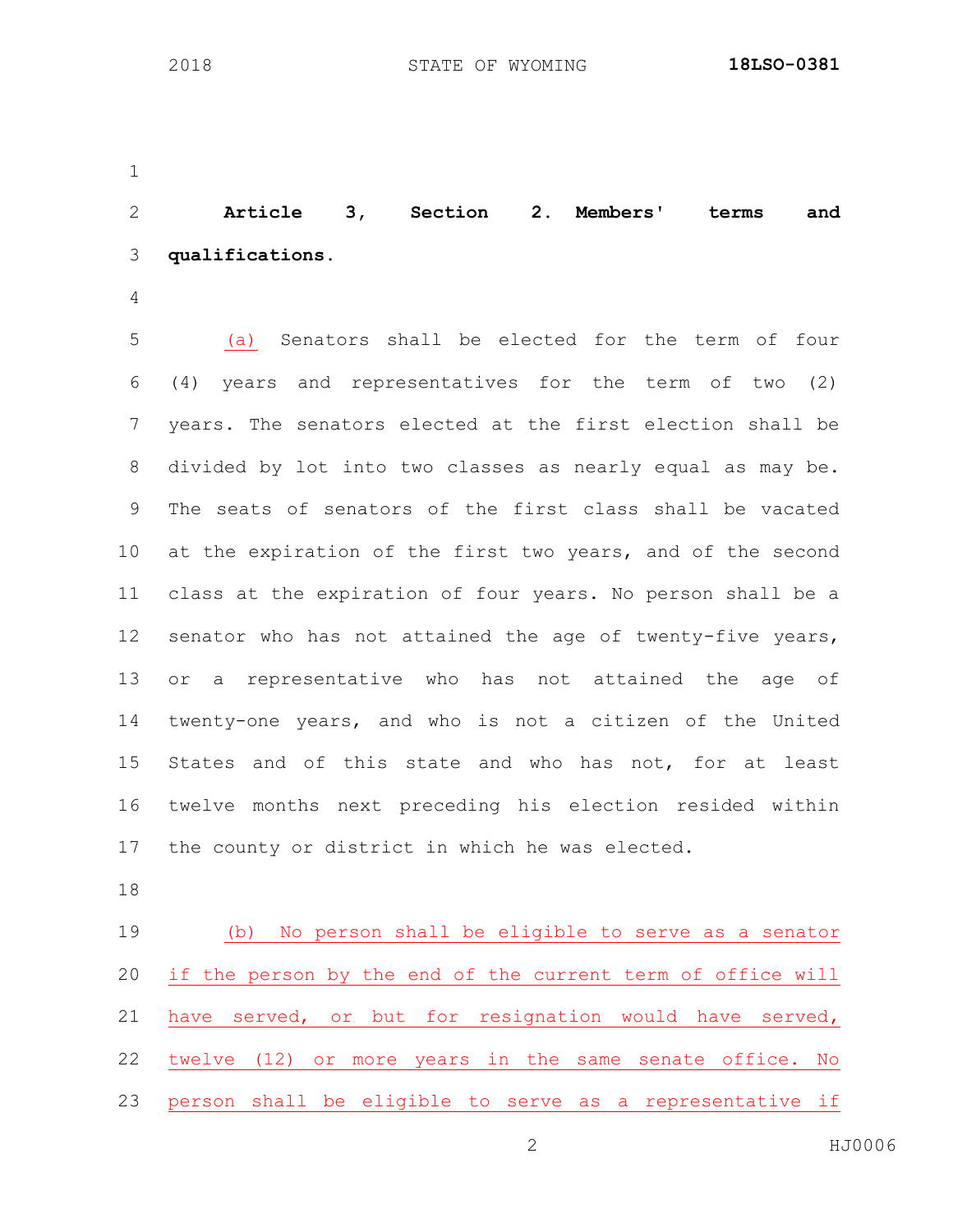**Article 3, Section 2. Members' terms and qualifications.**

(a) Senators shall be elected for the term of four (4) years and representatives for the term of two (2) years. The senators elected at the first election shall be divided by lot into two classes as nearly equal as may be. The seats of senators of the first class shall be vacated at the expiration of the first two years, and of the second class at the expiration of four years. No person shall be a senator who has not attained the age of twenty-five years, or a representative who has not attained the age of twenty-one years, and who is not a citizen of the United States and of this state and who has not, for at least twelve months next preceding his election resided within the county or district in which he was elected.

(b) No person shall be eligible to serve as a senator if the person by the end of the current term of office will have served, or but for resignation would have served, twelve (12) or more years in the same senate office. No person shall be eligible to serve as a representative if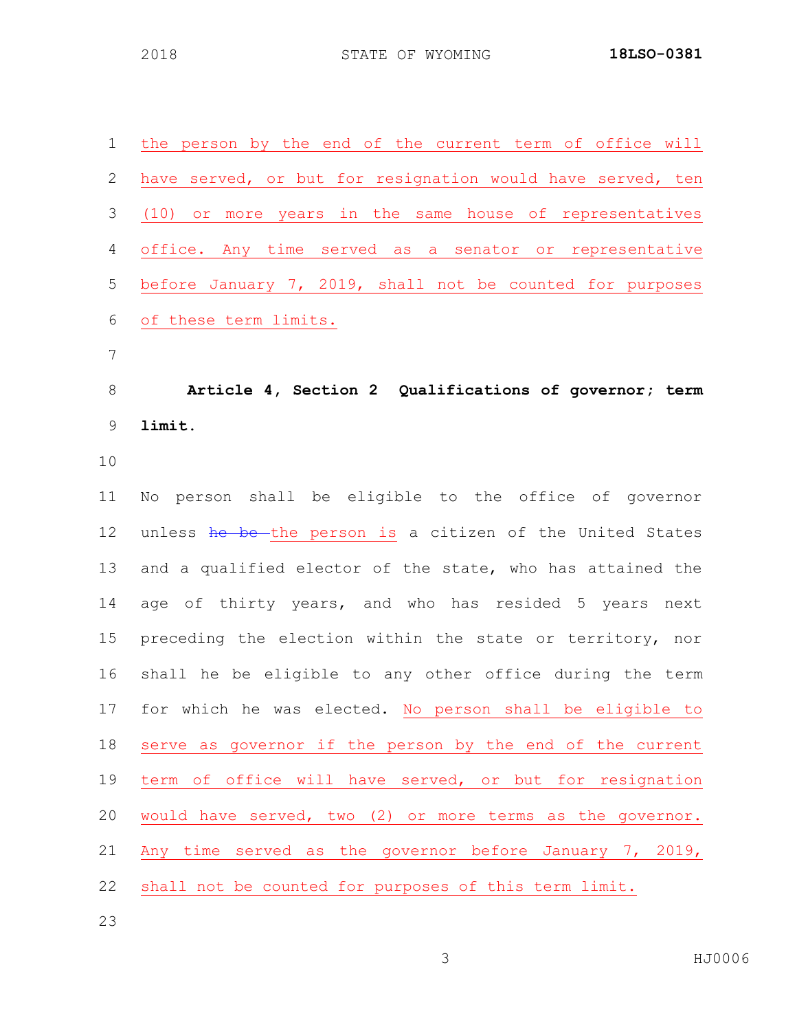the person by the end of the current term of office will have served, or but for resignation would have served, ten (10) or more years in the same house of representatives office. Any time served as a senator or representative before January 7, 2019, shall not be counted for purposes of these term limits.

**Article 4, Section 2 Qualifications of governor; term limit.**

No person shall be eligible to the office of governor unless ~~he be~~ the person is a citizen of the United States and a qualified elector of the state, who has attained the age of thirty years, and who has resided 5 years next preceding the election within the state or territory, nor shall he be eligible to any other office during the term for which he was elected. No person shall be eligible to serve as governor if the person by the end of the current term of office will have served, or but for resignation would have served, two (2) or more terms as the governor. Any time served as the governor before January 7, 2019, shall not be counted for purposes of this term limit.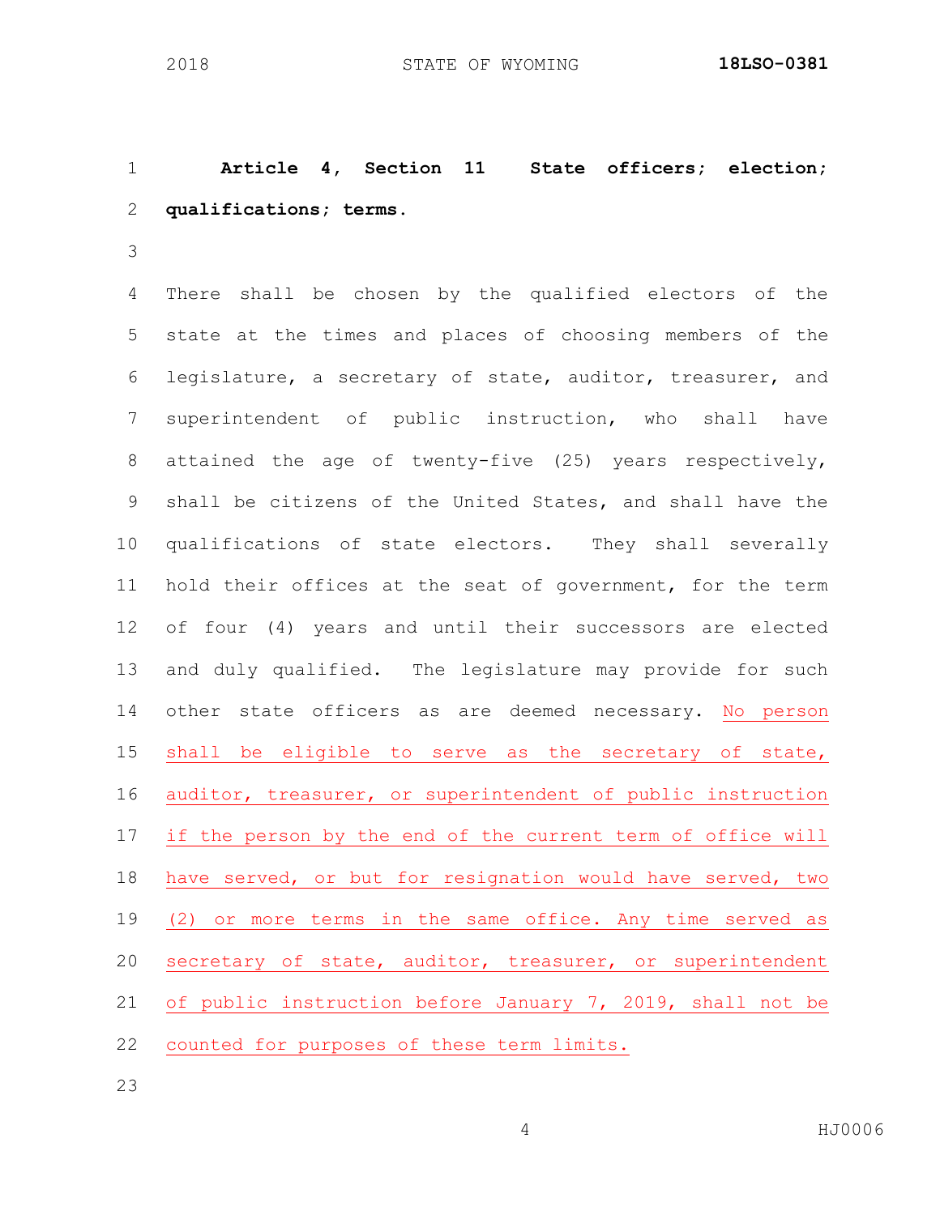**Article 4, Section 11 State officers; election; qualifications; terms.**

There shall be chosen by the qualified electors of the state at the times and places of choosing members of the legislature, a secretary of state, auditor, treasurer, and superintendent of public instruction, who shall have attained the age of twenty-five (25) years respectively, shall be citizens of the United States, and shall have the qualifications of state electors. They shall severally hold their offices at the seat of government, for the term of four (4) years and until their successors are elected and duly qualified. The legislature may provide for such other state officers as are deemed necessary. <u>No person shall be eligible to serve as the secretary of state, auditor, treasurer, or superintendent of public instruction if the person by the end of the current term of office will have served, or but for resignation would have served, two (2) or more terms in the same office. Any time served as secretary of state, auditor, treasurer, or superintendent of public instruction before January 7, 2019, shall not be counted for purposes of these term limits.</u>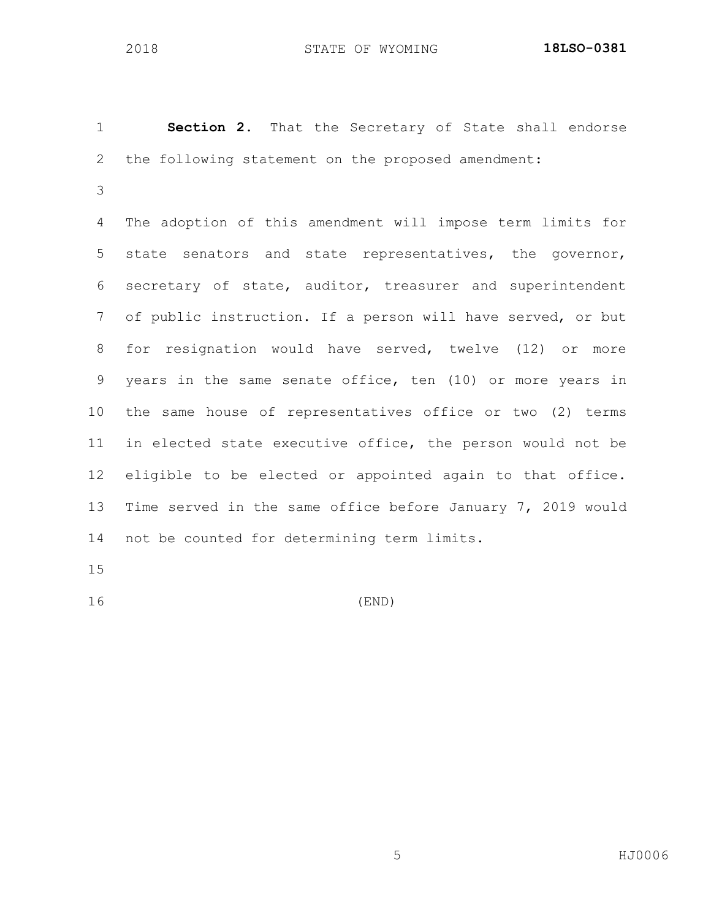**Section 2.** That the Secretary of State shall endorse the following statement on the proposed amendment:

The adoption of this amendment will impose term limits for state senators and state representatives, the governor, secretary of state, auditor, treasurer and superintendent of public instruction. If a person will have served, or but for resignation would have served, twelve (12) or more years in the same senate office, ten (10) or more years in the same house of representatives office or two (2) terms in elected state executive office, the person would not be eligible to be elected or appointed again to that office. Time served in the same office before January 7, 2019 would not be counted for determining term limits.

(END)